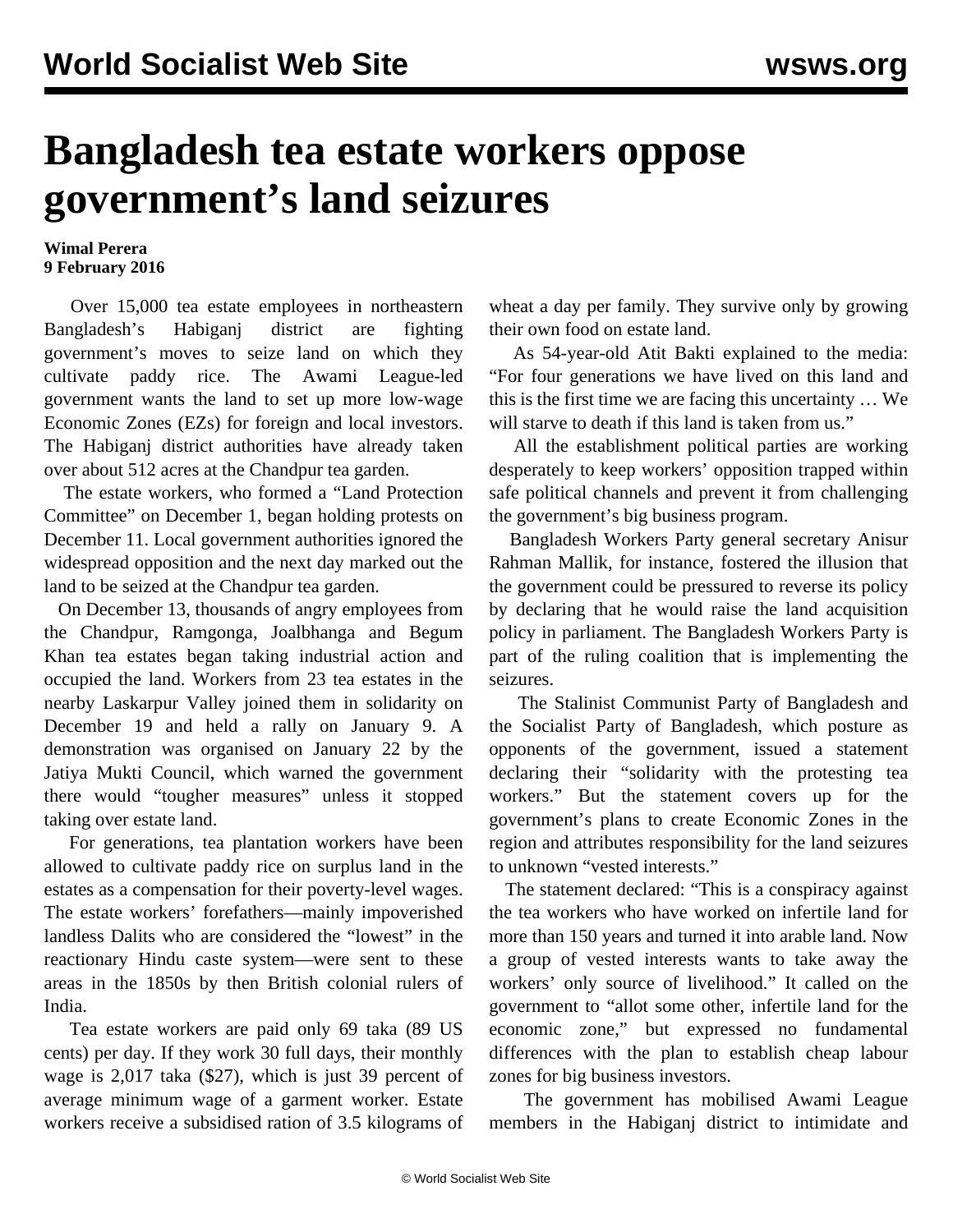# Bangladesh tea estate workers oppose government's land seizures

**Wimal Perera**
**9 February 2016**

Over 15,000 tea estate employees in northeastern Bangladesh's Habiganj district are fighting government's moves to seize land on which they cultivate paddy rice. The Awami League-led government wants the land to set up more low-wage Economic Zones (EZs) for foreign and local investors. The Habiganj district authorities have already taken over about 512 acres at the Chandpur tea garden.

The estate workers, who formed a "Land Protection Committee" on December 1, began holding protests on December 11. Local government authorities ignored the widespread opposition and the next day marked out the land to be seized at the Chandpur tea garden.

On December 13, thousands of angry employees from the Chandpur, Ramgonga, Joalbhanga and Begum Khan tea estates began taking industrial action and occupied the land. Workers from 23 tea estates in the nearby Laskarpur Valley joined them in solidarity on December 19 and held a rally on January 9. A demonstration was organised on January 22 by the Jatiya Mukti Council, which warned the government there would "tougher measures" unless it stopped taking over estate land.

For generations, tea plantation workers have been allowed to cultivate paddy rice on surplus land in the estates as a compensation for their poverty-level wages. The estate workers' forefathers—mainly impoverished landless Dalits who are considered the "lowest" in the reactionary Hindu caste system—were sent to these areas in the 1850s by then British colonial rulers of India.

Tea estate workers are paid only 69 taka (89 US cents) per day. If they work 30 full days, their monthly wage is 2,017 taka ($27), which is just 39 percent of average minimum wage of a garment worker. Estate workers receive a subsidised ration of 3.5 kilograms of wheat a day per family. They survive only by growing their own food on estate land.

As 54-year-old Atit Bakti explained to the media: "For four generations we have lived on this land and this is the first time we are facing this uncertainty … We will starve to death if this land is taken from us."

All the establishment political parties are working desperately to keep workers' opposition trapped within safe political channels and prevent it from challenging the government's big business program.

Bangladesh Workers Party general secretary Anisur Rahman Mallik, for instance, fostered the illusion that the government could be pressured to reverse its policy by declaring that he would raise the land acquisition policy in parliament. The Bangladesh Workers Party is part of the ruling coalition that is implementing the seizures.

The Stalinist Communist Party of Bangladesh and the Socialist Party of Bangladesh, which posture as opponents of the government, issued a statement declaring their "solidarity with the protesting tea workers." But the statement covers up for the government's plans to create Economic Zones in the region and attributes responsibility for the land seizures to unknown "vested interests."

The statement declared: "This is a conspiracy against the tea workers who have worked on infertile land for more than 150 years and turned it into arable land. Now a group of vested interests wants to take away the workers' only source of livelihood." It called on the government to "allot some other, infertile land for the economic zone," but expressed no fundamental differences with the plan to establish cheap labour zones for big business investors.

The government has mobilised Awami League members in the Habiganj district to intimidate and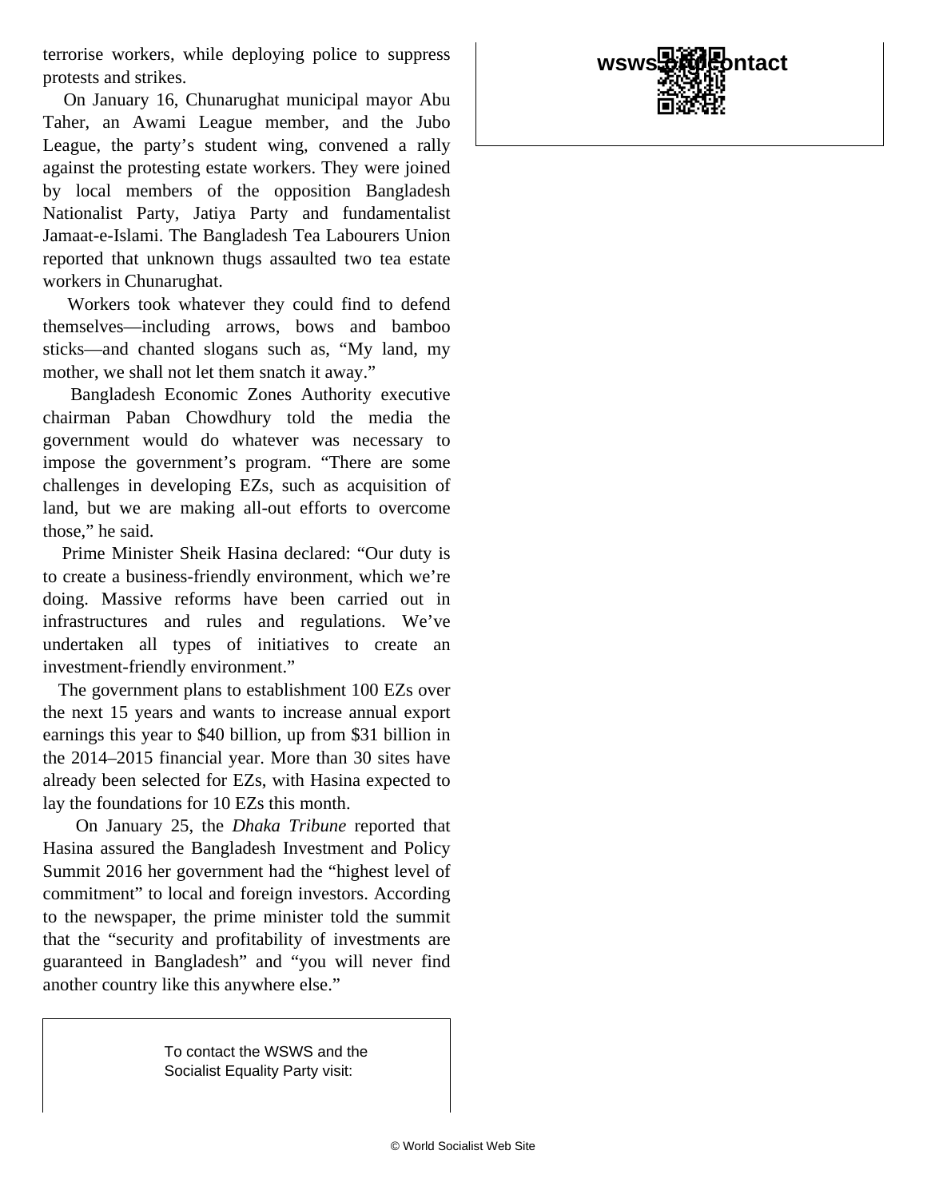terrorise workers, while deploying police to suppress protests and strikes.

On January 16, Chunarughat municipal mayor Abu Taher, an Awami League member, and the Jubo League, the party's student wing, convened a rally against the protesting estate workers. They were joined by local members of the opposition Bangladesh Nationalist Party, Jatiya Party and fundamentalist Jamaat-e-Islami. The Bangladesh Tea Labourers Union reported that unknown thugs assaulted two tea estate workers in Chunarughat.

Workers took whatever they could find to defend themselves—including arrows, bows and bamboo sticks—and chanted slogans such as, "My land, my mother, we shall not let them snatch it away."

Bangladesh Economic Zones Authority executive chairman Paban Chowdhury told the media the government would do whatever was necessary to impose the government's program. "There are some challenges in developing EZs, such as acquisition of land, but we are making all-out efforts to overcome those," he said.

Prime Minister Sheik Hasina declared: "Our duty is to create a business-friendly environment, which we're doing. Massive reforms have been carried out in infrastructures and rules and regulations. We've undertaken all types of initiatives to create an investment-friendly environment."

The government plans to establishment 100 EZs over the next 15 years and wants to increase annual export earnings this year to $40 billion, up from $31 billion in the 2014–2015 financial year. More than 30 sites have already been selected for EZs, with Hasina expected to lay the foundations for 10 EZs this month.

On January 25, the *Dhaka Tribune* reported that Hasina assured the Bangladesh Investment and Policy Summit 2016 her government had the "highest level of commitment" to local and foreign investors. According to the newspaper, the prime minister told the summit that the "security and profitability of investments are guaranteed in Bangladesh" and "you will never find another country like this anywhere else."

To contact the WSWS and the Socialist Equality Party visit:

**wsws.org/contact**